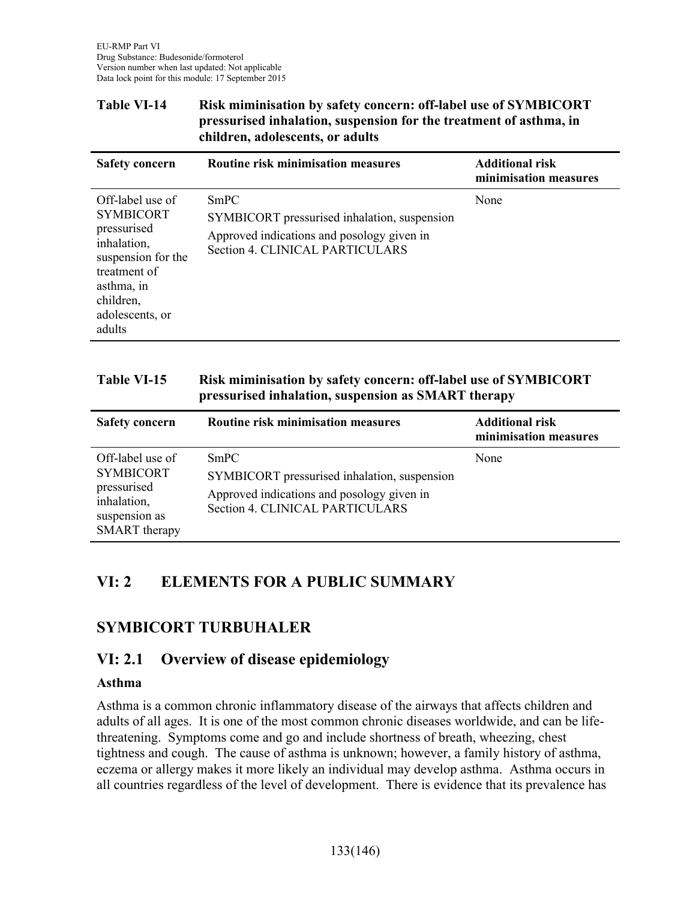**Table VI-14 Risk miminisation by safety concern: off-label use of SYMBICORT pressurised inhalation, suspension for the treatment of asthma, in children, adolescents, or adults**

| Safety concern | Routine risk minimisation measures | Additional risk minimisation measures |
|---|---|---|
| Off-label use of SYMBICORT pressurised inhalation, suspension for the treatment of asthma, in children, adolescents, or adults | SmPC<br>SYMBICORT pressurised inhalation, suspension<br>Approved indications and posology given in Section 4. CLINICAL PARTICULARS | None |

**Table VI-15 Risk miminisation by safety concern: off-label use of SYMBICORT pressurised inhalation, suspension as SMART therapy**

| Safety concern | Routine risk minimisation measures | Additional risk minimisation measures |
|---|---|---|
| Off-label use of SYMBICORT pressurised inhalation, suspension as SMART therapy | SmPC<br>SYMBICORT pressurised inhalation, suspension<br>Approved indications and posology given in Section 4. CLINICAL PARTICULARS | None |

# VI: 2 ELEMENTS FOR A PUBLIC SUMMARY

## SYMBICORT TURBUHALER

## VI: 2.1 Overview of disease epidemiology

**Asthma**

Asthma is a common chronic inflammatory disease of the airways that affects children and adults of all ages. It is one of the most common chronic diseases worldwide, and can be life-threatening. Symptoms come and go and include shortness of breath, wheezing, chest tightness and cough. The cause of asthma is unknown; however, a family history of asthma, eczema or allergy makes it more likely an individual may develop asthma. Asthma occurs in all countries regardless of the level of development. There is evidence that its prevalence has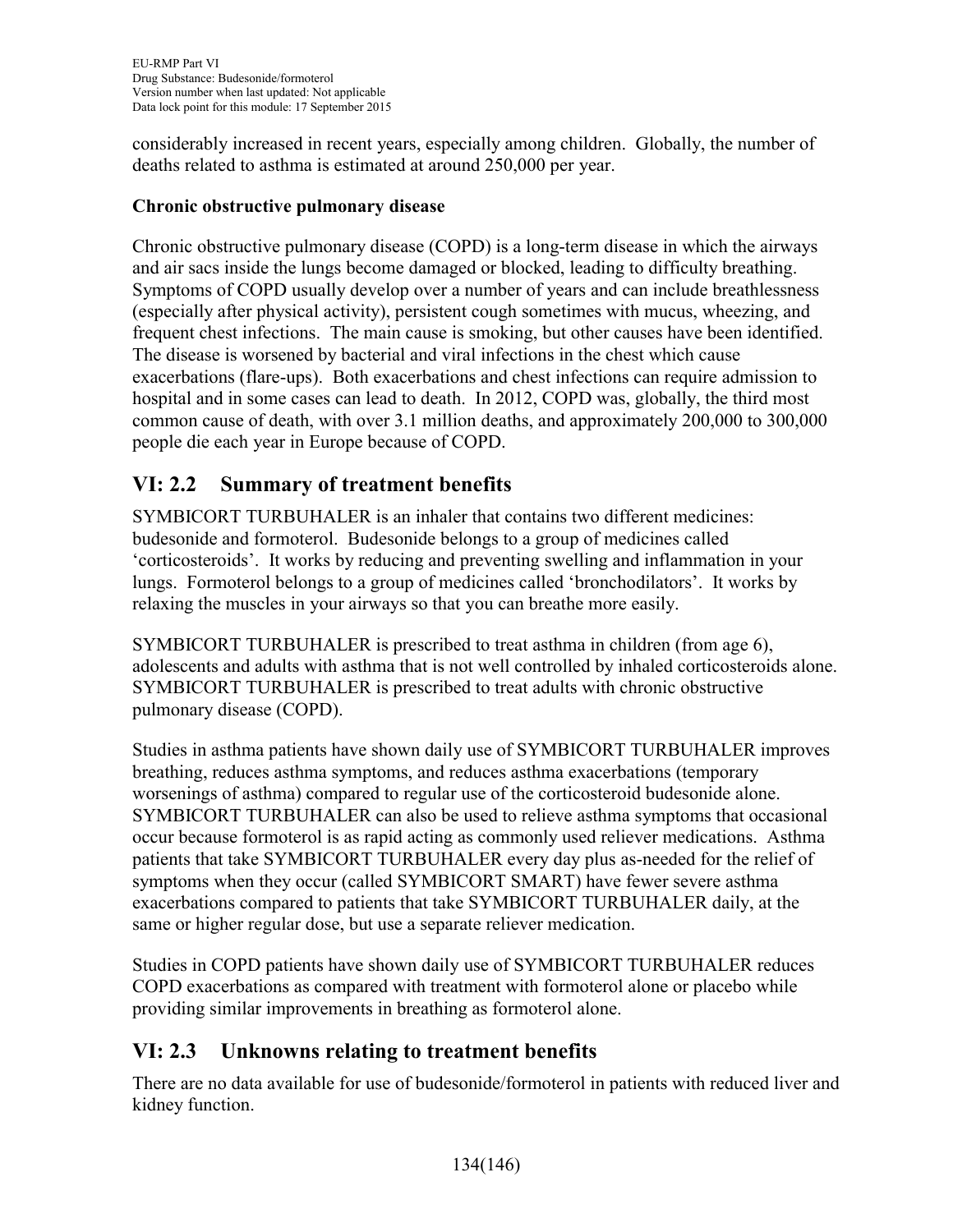considerably increased in recent years, especially among children. Globally, the number of deaths related to asthma is estimated at around 250,000 per year.

**Chronic obstructive pulmonary disease**

Chronic obstructive pulmonary disease (COPD) is a long-term disease in which the airways and air sacs inside the lungs become damaged or blocked, leading to difficulty breathing. Symptoms of COPD usually develop over a number of years and can include breathlessness (especially after physical activity), persistent cough sometimes with mucus, wheezing, and frequent chest infections. The main cause is smoking, but other causes have been identified. The disease is worsened by bacterial and viral infections in the chest which cause exacerbations (flare-ups). Both exacerbations and chest infections can require admission to hospital and in some cases can lead to death. In 2012, COPD was, globally, the third most common cause of death, with over 3.1 million deaths, and approximately 200,000 to 300,000 people die each year in Europe because of COPD.

## VI: 2.2 Summary of treatment benefits

SYMBICORT TURBUHALER is an inhaler that contains two different medicines: budesonide and formoterol. Budesonide belongs to a group of medicines called ‘corticosteroids’. It works by reducing and preventing swelling and inflammation in your lungs. Formoterol belongs to a group of medicines called ‘bronchodilators’. It works by relaxing the muscles in your airways so that you can breathe more easily.

SYMBICORT TURBUHALER is prescribed to treat asthma in children (from age 6), adolescents and adults with asthma that is not well controlled by inhaled corticosteroids alone. SYMBICORT TURBUHALER is prescribed to treat adults with chronic obstructive pulmonary disease (COPD).

Studies in asthma patients have shown daily use of SYMBICORT TURBUHALER improves breathing, reduces asthma symptoms, and reduces asthma exacerbations (temporary worsenings of asthma) compared to regular use of the corticosteroid budesonide alone. SYMBICORT TURBUHALER can also be used to relieve asthma symptoms that occasional occur because formoterol is as rapid acting as commonly used reliever medications. Asthma patients that take SYMBICORT TURBUHALER every day plus as-needed for the relief of symptoms when they occur (called SYMBICORT SMART) have fewer severe asthma exacerbations compared to patients that take SYMBICORT TURBUHALER daily, at the same or higher regular dose, but use a separate reliever medication.

Studies in COPD patients have shown daily use of SYMBICORT TURBUHALER reduces COPD exacerbations as compared with treatment with formoterol alone or placebo while providing similar improvements in breathing as formoterol alone.

## VI: 2.3 Unknowns relating to treatment benefits

There are no data available for use of budesonide/formoterol in patients with reduced liver and kidney function.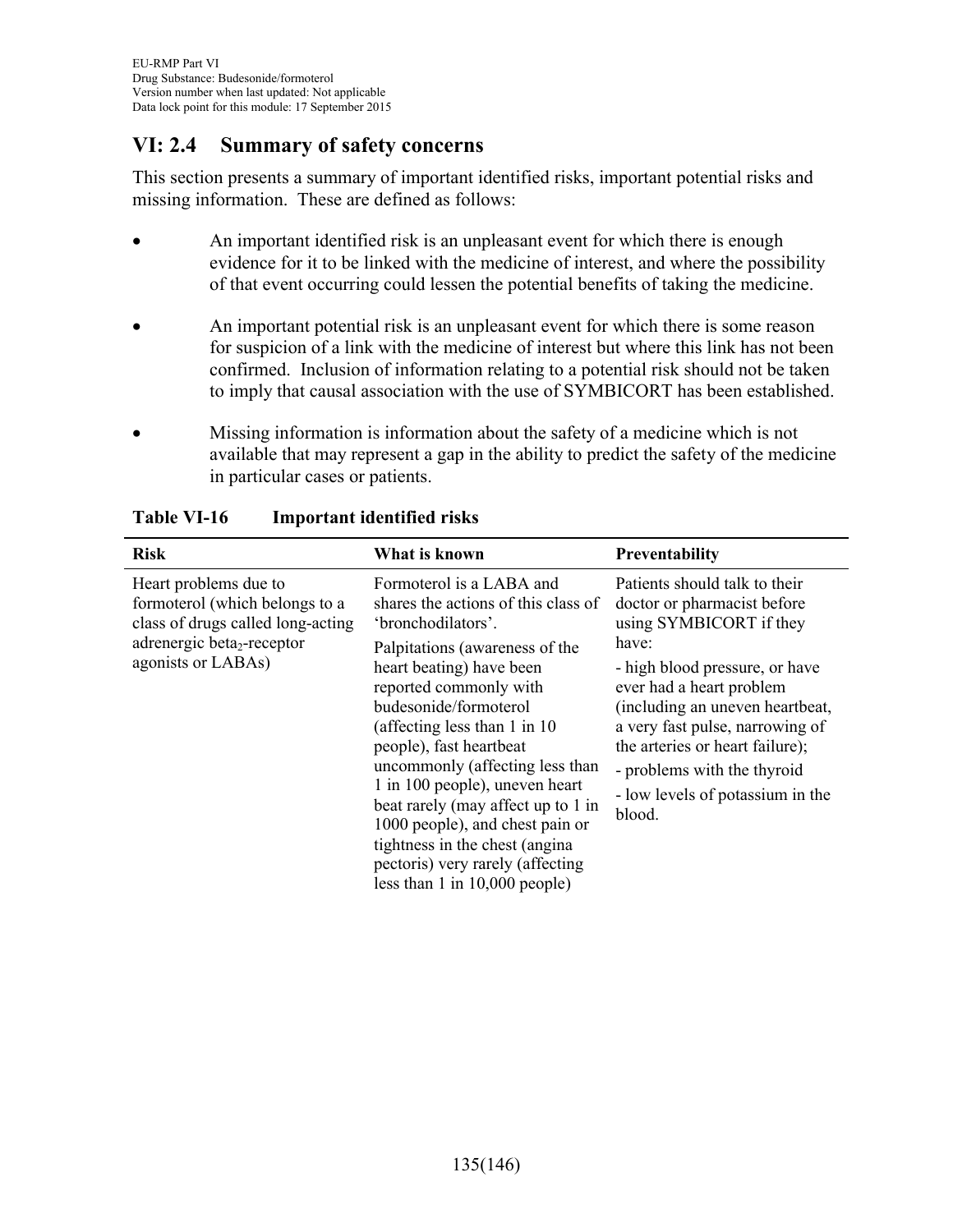## VI: 2.4 Summary of safety concerns

This section presents a summary of important identified risks, important potential risks and missing information. These are defined as follows:

- An important identified risk is an unpleasant event for which there is enough evidence for it to be linked with the medicine of interest, and where the possibility of that event occurring could lessen the potential benefits of taking the medicine.
- An important potential risk is an unpleasant event for which there is some reason for suspicion of a link with the medicine of interest but where this link has not been confirmed. Inclusion of information relating to a potential risk should not be taken to imply that causal association with the use of SYMBICORT has been established.
- Missing information is information about the safety of a medicine which is not available that may represent a gap in the ability to predict the safety of the medicine in particular cases or patients.

**Table VI-16 Important identified risks**

| Risk | What is known | Preventability |
|---|---|---|
| Heart problems due to formoterol (which belongs to a class of drugs called long-acting adrenergic beta$_2$-receptor agonists or LABAs) | Formoterol is a LABA and shares the actions of this class of 'bronchodilators'.<br><br>Palpitations (awareness of the heart beating) have been reported commonly with budesonide/formoterol (affecting less than 1 in 10 people), fast heartbeat uncommonly (affecting less than 1 in 100 people), uneven heart beat rarely (may affect up to 1 in 1000 people), and chest pain or tightness in the chest (angina pectoris) very rarely (affecting less than 1 in 10,000 people) | Patients should talk to their doctor or pharmacist before using SYMBICORT if they have:<br><br>- high blood pressure, or have ever had a heart problem (including an uneven heartbeat, a very fast pulse, narrowing of the arteries or heart failure);<br>- problems with the thyroid<br>- low levels of potassium in the blood. |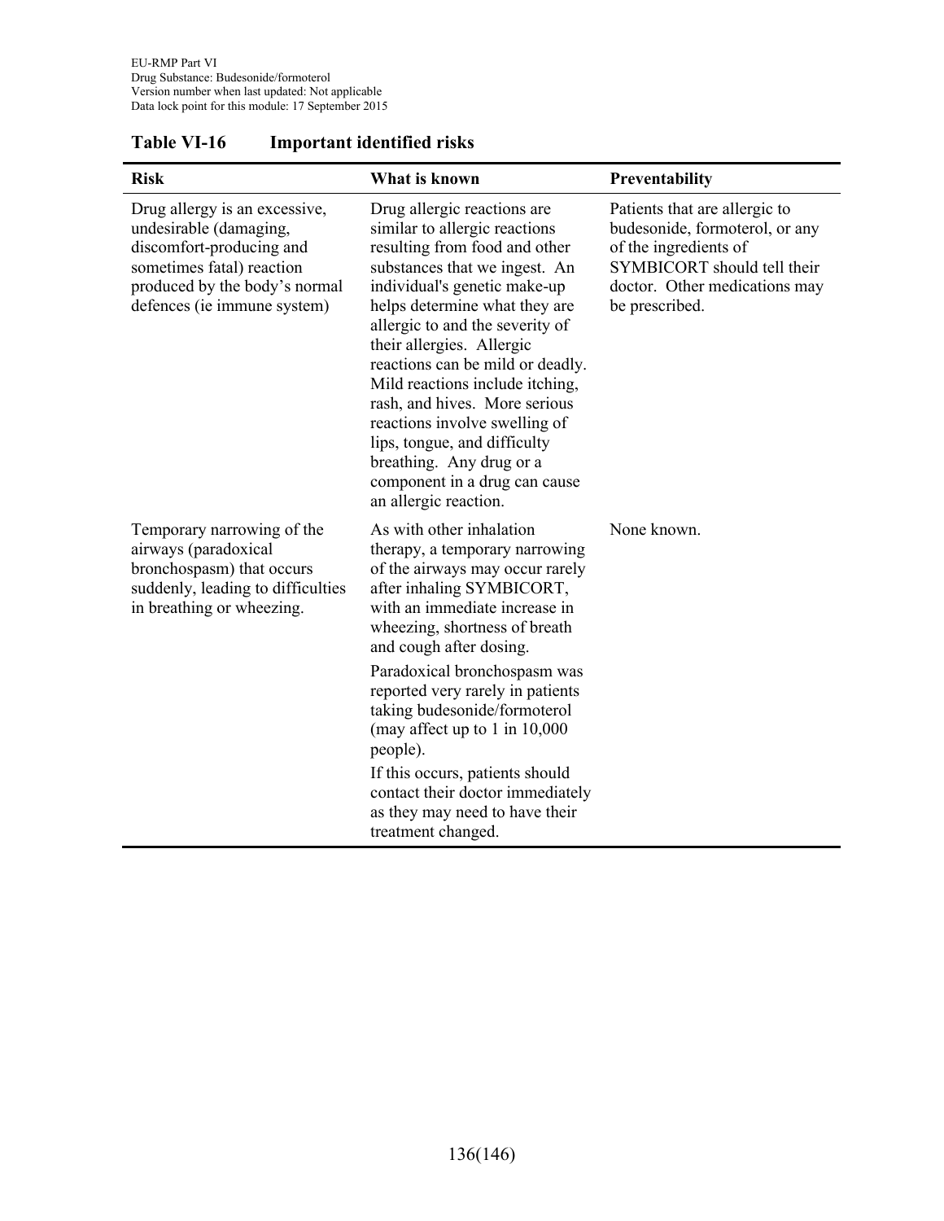**Table VI-16 Important identified risks**

| Risk | What is known | Preventability |
|---|---|---|
| Drug allergy is an excessive, undesirable (damaging, discomfort-producing and sometimes fatal) reaction produced by the body's normal defences (ie immune system) | Drug allergic reactions are similar to allergic reactions resulting from food and other substances that we ingest. An individual's genetic make-up helps determine what they are allergic to and the severity of their allergies. Allergic reactions can be mild or deadly. Mild reactions include itching, rash, and hives. More serious reactions involve swelling of lips, tongue, and difficulty breathing. Any drug or a component in a drug can cause an allergic reaction. | Patients that are allergic to budesonide, formoterol, or any of the ingredients of SYMBICORT should tell their doctor. Other medications may be prescribed. |
| Temporary narrowing of the airways (paradoxical bronchospasm) that occurs suddenly, leading to difficulties in breathing or wheezing. | As with other inhalation therapy, a temporary narrowing of the airways may occur rarely after inhaling SYMBICORT, with an immediate increase in wheezing, shortness of breath and cough after dosing.<br><br>Paradoxical bronchospasm was reported very rarely in patients taking budesonide/formoterol (may affect up to 1 in 10,000 people).<br><br>If this occurs, patients should contact their doctor immediately as they may need to have their treatment changed. | None known. |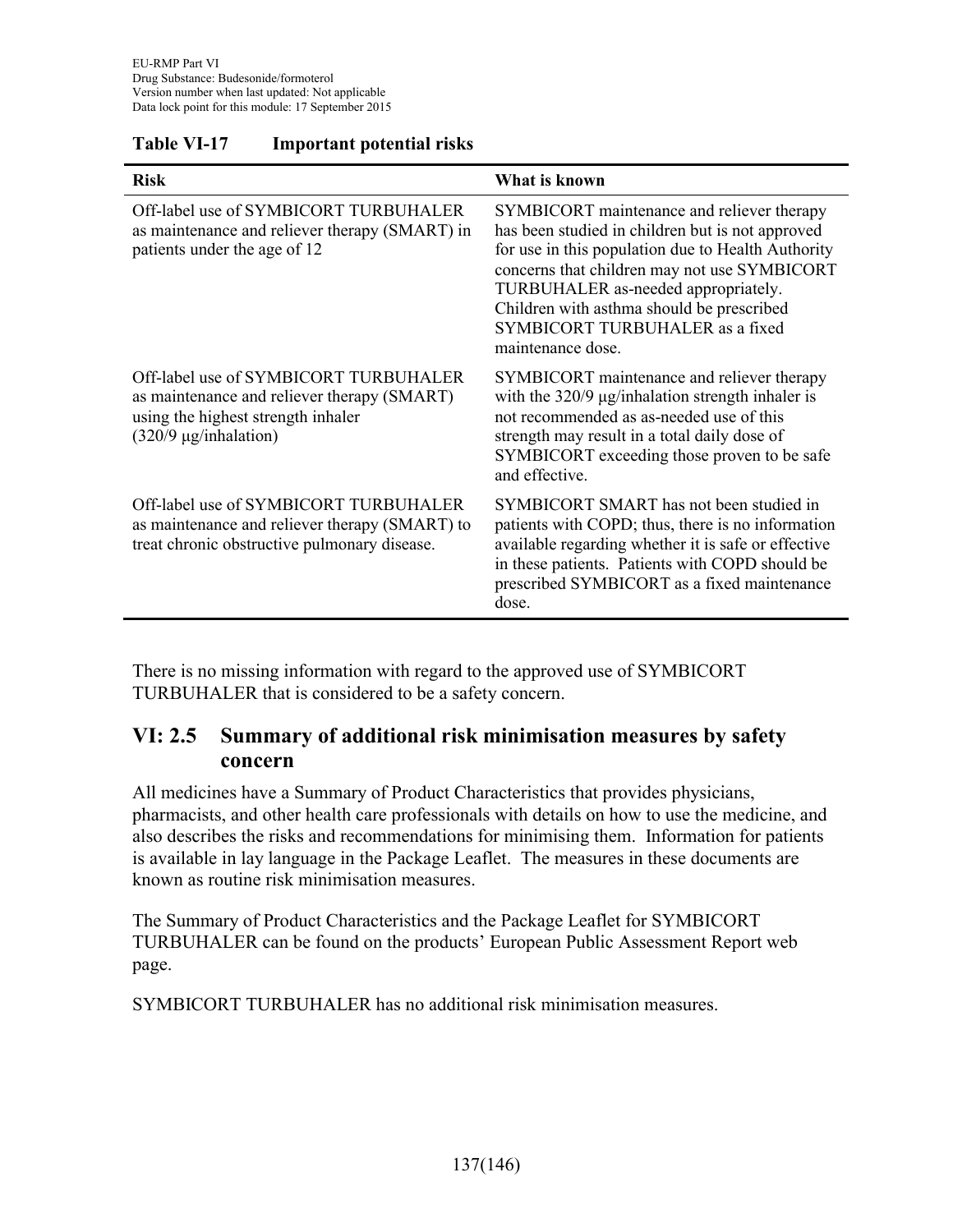**Table VI-17 Important potential risks**

| Risk | What is known |
|---|---|
| Off-label use of SYMBICORT TURBUHALER as maintenance and reliever therapy (SMART) in patients under the age of 12 | SYMBICORT maintenance and reliever therapy has been studied in children but is not approved for use in this population due to Health Authority concerns that children may not use SYMBICORT TURBUHALER as-needed appropriately. Children with asthma should be prescribed SYMBICORT TURBUHALER as a fixed maintenance dose. |
| Off-label use of SYMBICORT TURBUHALER as maintenance and reliever therapy (SMART) using the highest strength inhaler (320/9 μg/inhalation) | SYMBICORT maintenance and reliever therapy with the 320/9 μg/inhalation strength inhaler is not recommended as as-needed use of this strength may result in a total daily dose of SYMBICORT exceeding those proven to be safe and effective. |
| Off-label use of SYMBICORT TURBUHALER as maintenance and reliever therapy (SMART) to treat chronic obstructive pulmonary disease. | SYMBICORT SMART has not been studied in patients with COPD; thus, there is no information available regarding whether it is safe or effective in these patients. Patients with COPD should be prescribed SYMBICORT as a fixed maintenance dose. |

There is no missing information with regard to the approved use of SYMBICORT TURBUHALER that is considered to be a safety concern.

## VI: 2.5 Summary of additional risk minimisation measures by safety concern

All medicines have a Summary of Product Characteristics that provides physicians, pharmacists, and other health care professionals with details on how to use the medicine, and also describes the risks and recommendations for minimising them. Information for patients is available in lay language in the Package Leaflet. The measures in these documents are known as routine risk minimisation measures.

The Summary of Product Characteristics and the Package Leaflet for SYMBICORT TURBUHALER can be found on the products' European Public Assessment Report web page.

SYMBICORT TURBUHALER has no additional risk minimisation measures.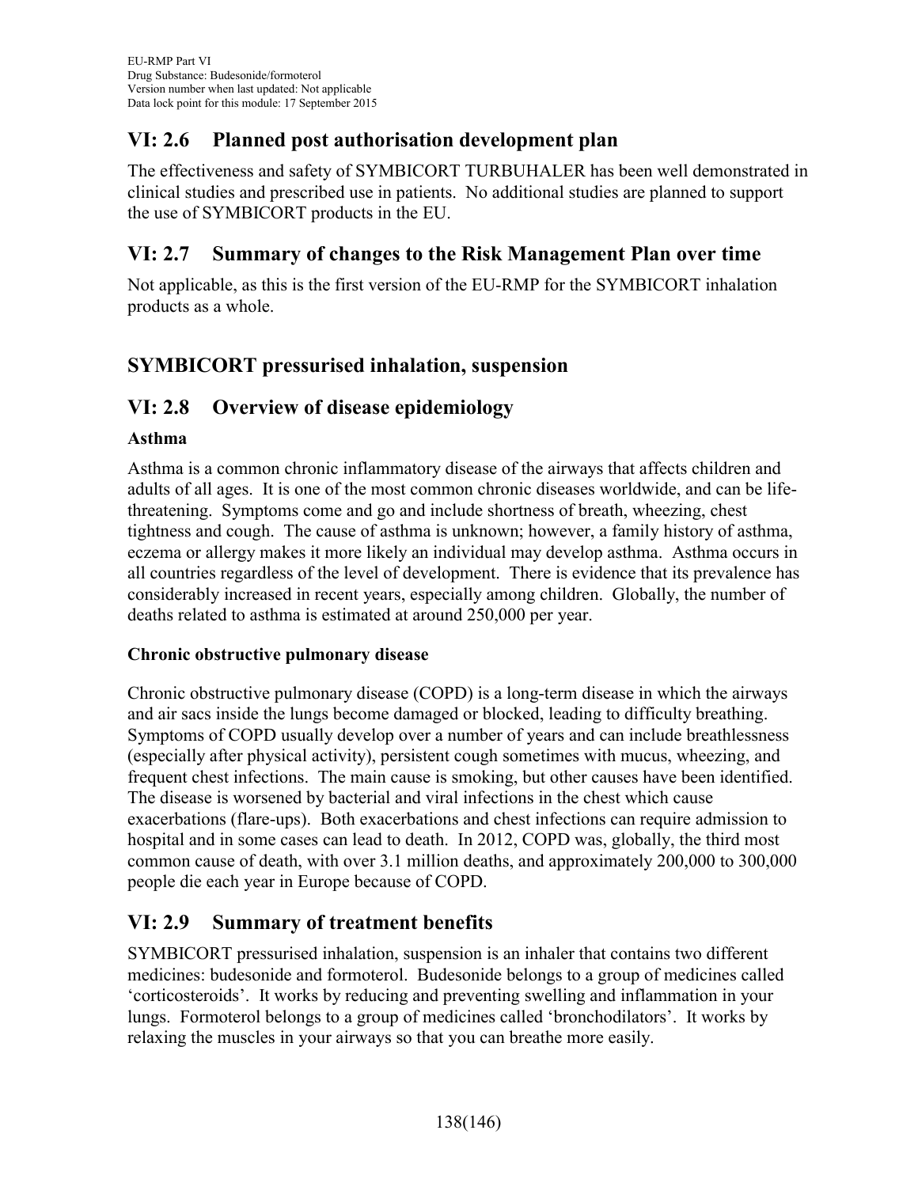## VI: 2.6 Planned post authorisation development plan

The effectiveness and safety of SYMBICORT TURBUHALER has been well demonstrated in clinical studies and prescribed use in patients. No additional studies are planned to support the use of SYMBICORT products in the EU.

## VI: 2.7 Summary of changes to the Risk Management Plan over time

Not applicable, as this is the first version of the EU-RMP for the SYMBICORT inhalation products as a whole.

## SYMBICORT pressurised inhalation, suspension

## VI: 2.8 Overview of disease epidemiology

**Asthma**

Asthma is a common chronic inflammatory disease of the airways that affects children and adults of all ages. It is one of the most common chronic diseases worldwide, and can be life-threatening. Symptoms come and go and include shortness of breath, wheezing, chest tightness and cough. The cause of asthma is unknown; however, a family history of asthma, eczema or allergy makes it more likely an individual may develop asthma. Asthma occurs in all countries regardless of the level of development. There is evidence that its prevalence has considerably increased in recent years, especially among children. Globally, the number of deaths related to asthma is estimated at around 250,000 per year.

**Chronic obstructive pulmonary disease**

Chronic obstructive pulmonary disease (COPD) is a long-term disease in which the airways and air sacs inside the lungs become damaged or blocked, leading to difficulty breathing. Symptoms of COPD usually develop over a number of years and can include breathlessness (especially after physical activity), persistent cough sometimes with mucus, wheezing, and frequent chest infections. The main cause is smoking, but other causes have been identified. The disease is worsened by bacterial and viral infections in the chest which cause exacerbations (flare-ups). Both exacerbations and chest infections can require admission to hospital and in some cases can lead to death. In 2012, COPD was, globally, the third most common cause of death, with over 3.1 million deaths, and approximately 200,000 to 300,000 people die each year in Europe because of COPD.

## VI: 2.9 Summary of treatment benefits

SYMBICORT pressurised inhalation, suspension is an inhaler that contains two different medicines: budesonide and formoterol. Budesonide belongs to a group of medicines called 'corticosteroids'. It works by reducing and preventing swelling and inflammation in your lungs. Formoterol belongs to a group of medicines called 'bronchodilators'. It works by relaxing the muscles in your airways so that you can breathe more easily.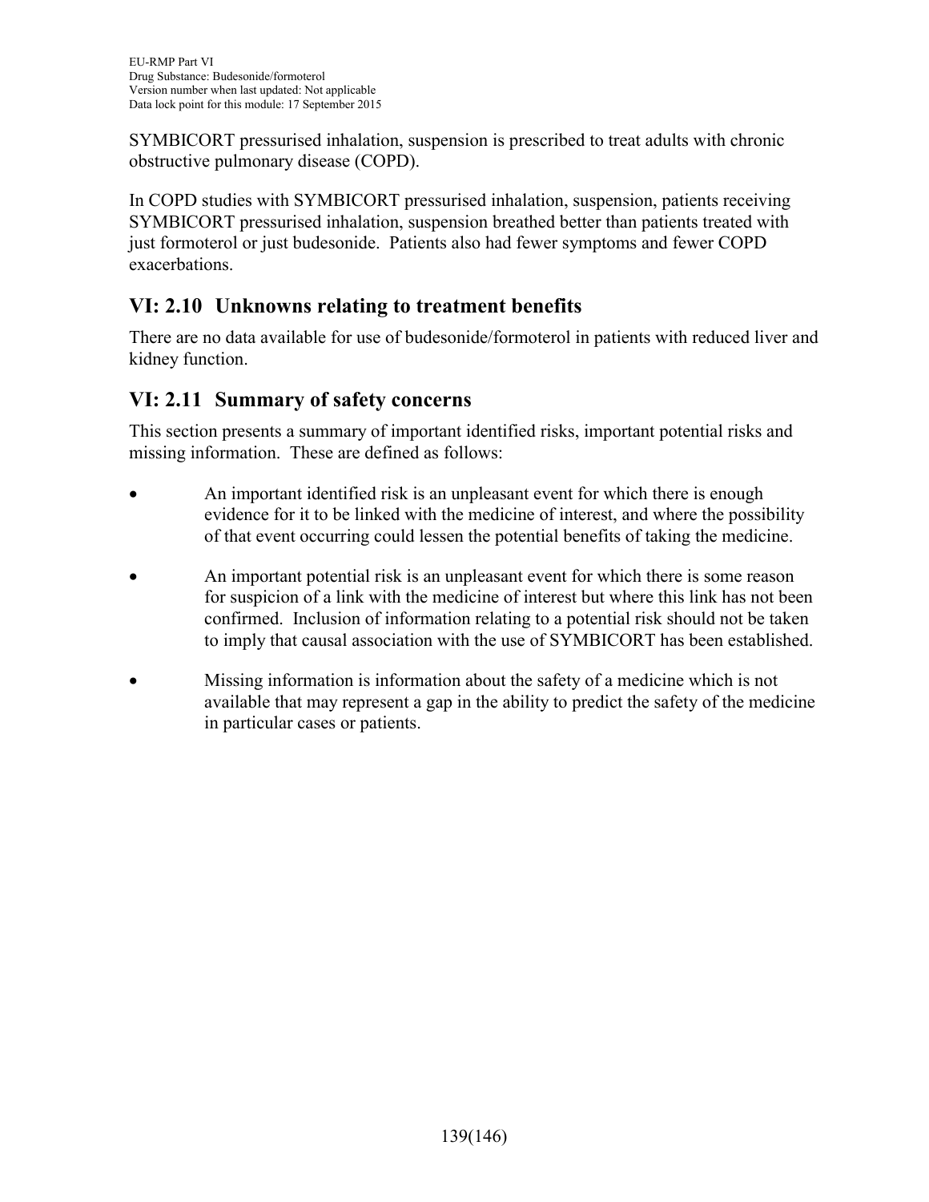SYMBICORT pressurised inhalation, suspension is prescribed to treat adults with chronic obstructive pulmonary disease (COPD).

In COPD studies with SYMBICORT pressurised inhalation, suspension, patients receiving SYMBICORT pressurised inhalation, suspension breathed better than patients treated with just formoterol or just budesonide. Patients also had fewer symptoms and fewer COPD exacerbations.

## VI: 2.10 Unknowns relating to treatment benefits

There are no data available for use of budesonide/formoterol in patients with reduced liver and kidney function.

## VI: 2.11 Summary of safety concerns

This section presents a summary of important identified risks, important potential risks and missing information. These are defined as follows:

- An important identified risk is an unpleasant event for which there is enough evidence for it to be linked with the medicine of interest, and where the possibility of that event occurring could lessen the potential benefits of taking the medicine.
- An important potential risk is an unpleasant event for which there is some reason for suspicion of a link with the medicine of interest but where this link has not been confirmed. Inclusion of information relating to a potential risk should not be taken to imply that causal association with the use of SYMBICORT has been established.
- Missing information is information about the safety of a medicine which is not available that may represent a gap in the ability to predict the safety of the medicine in particular cases or patients.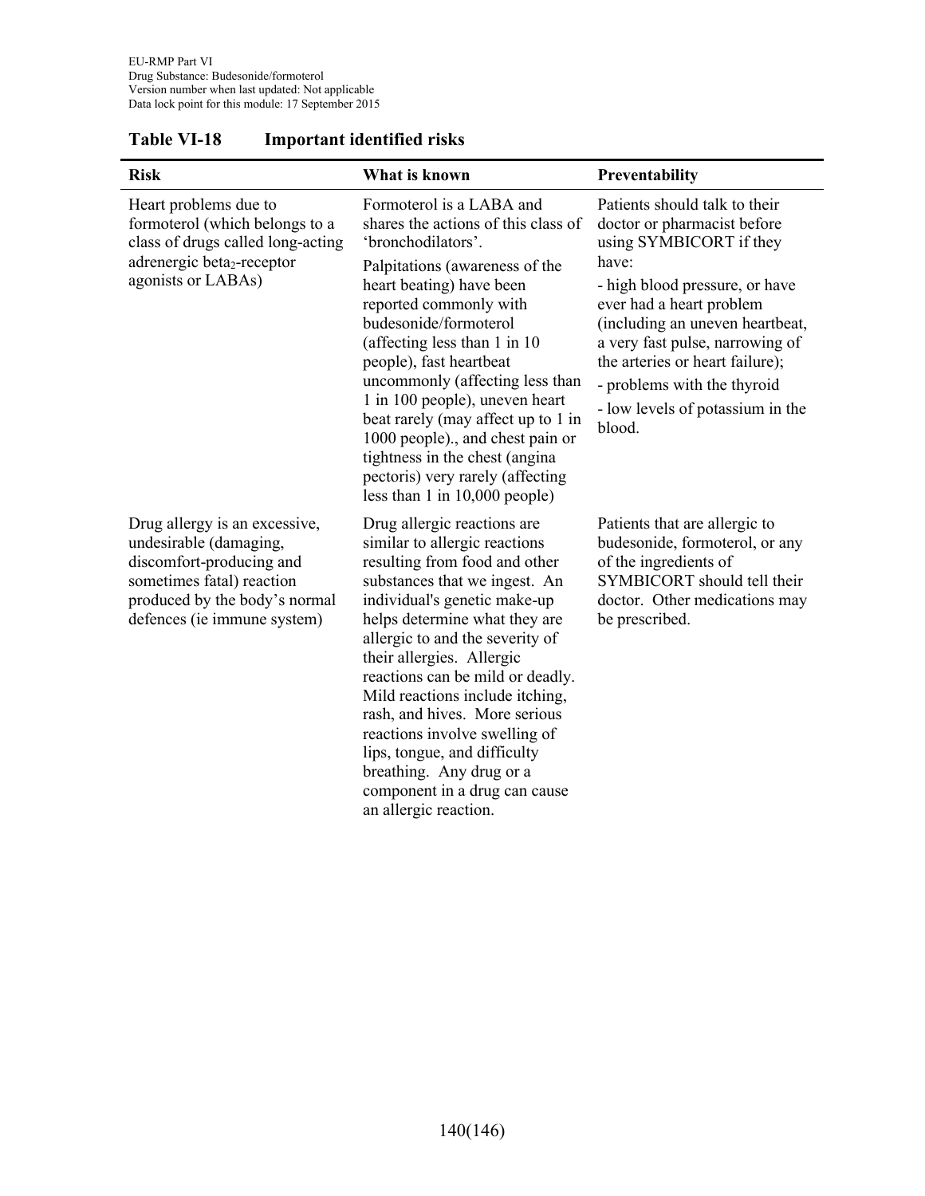**Table VI-18 Important identified risks**

| Risk | What is known | Preventability |
|---|---|---|
| Heart problems due to formoterol (which belongs to a class of drugs called long-acting adrenergic beta$_2$-receptor agonists or LABAs) | Formoterol is a LABA and shares the actions of this class of 'bronchodilators'.<br>Palpitations (awareness of the heart beating) have been reported commonly with budesonide/formoterol (affecting less than 1 in 10 people), fast heartbeat uncommonly (affecting less than 1 in 100 people), uneven heart beat rarely (may affect up to 1 in 1000 people)., and chest pain or tightness in the chest (angina pectoris) very rarely (affecting less than 1 in 10,000 people) | Patients should talk to their doctor or pharmacist before using SYMBICORT if they have:<br>- high blood pressure, or have ever had a heart problem (including an uneven heartbeat, a very fast pulse, narrowing of the arteries or heart failure);<br>- problems with the thyroid<br>- low levels of potassium in the blood. |
| Drug allergy is an excessive, undesirable (damaging, discomfort-producing and sometimes fatal) reaction produced by the body's normal defences (ie immune system) | Drug allergic reactions are similar to allergic reactions resulting from food and other substances that we ingest. An individual's genetic make-up helps determine what they are allergic to and the severity of their allergies. Allergic reactions can be mild or deadly. Mild reactions include itching, rash, and hives. More serious reactions involve swelling of lips, tongue, and difficulty breathing. Any drug or a component in a drug can cause an allergic reaction. | Patients that are allergic to budesonide, formoterol, or any of the ingredients of SYMBICORT should tell their doctor. Other medications may be prescribed. |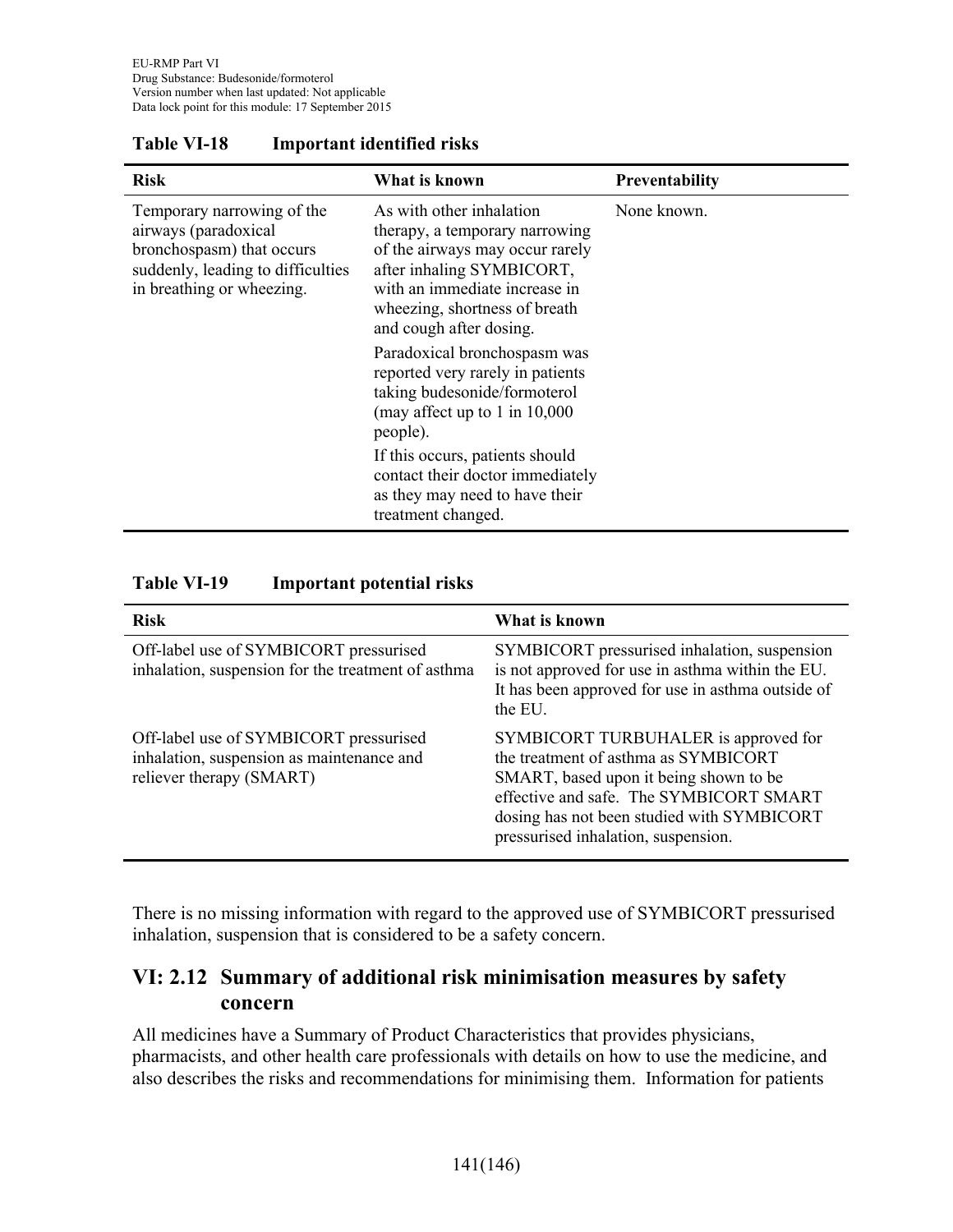**Table VI-18 Important identified risks**

| Risk | What is known | Preventability |
|---|---|---|
| Temporary narrowing of the airways (paradoxical bronchospasm) that occurs suddenly, leading to difficulties in breathing or wheezing. | As with other inhalation therapy, a temporary narrowing of the airways may occur rarely after inhaling SYMBICORT, with an immediate increase in wheezing, shortness of breath and cough after dosing.<br><br>Paradoxical bronchospasm was reported very rarely in patients taking budesonide/formoterol (may affect up to 1 in 10,000 people).<br><br>If this occurs, patients should contact their doctor immediately as they may need to have their treatment changed. | None known. |

**Table VI-19 Important potential risks**

| Risk | What is known |
|---|---|
| Off-label use of SYMBICORT pressurised inhalation, suspension for the treatment of asthma | SYMBICORT pressurised inhalation, suspension is not approved for use in asthma within the EU. It has been approved for use in asthma outside of the EU. |
| Off-label use of SYMBICORT pressurised inhalation, suspension as maintenance and reliever therapy (SMART) | SYMBICORT TURBUHALER is approved for the treatment of asthma as SYMBICORT SMART, based upon it being shown to be effective and safe. The SYMBICORT SMART dosing has not been studied with SYMBICORT pressurised inhalation, suspension. |

There is no missing information with regard to the approved use of SYMBICORT pressurised inhalation, suspension that is considered to be a safety concern.

## VI: 2.12 Summary of additional risk minimisation measures by safety concern

All medicines have a Summary of Product Characteristics that provides physicians, pharmacists, and other health care professionals with details on how to use the medicine, and also describes the risks and recommendations for minimising them. Information for patients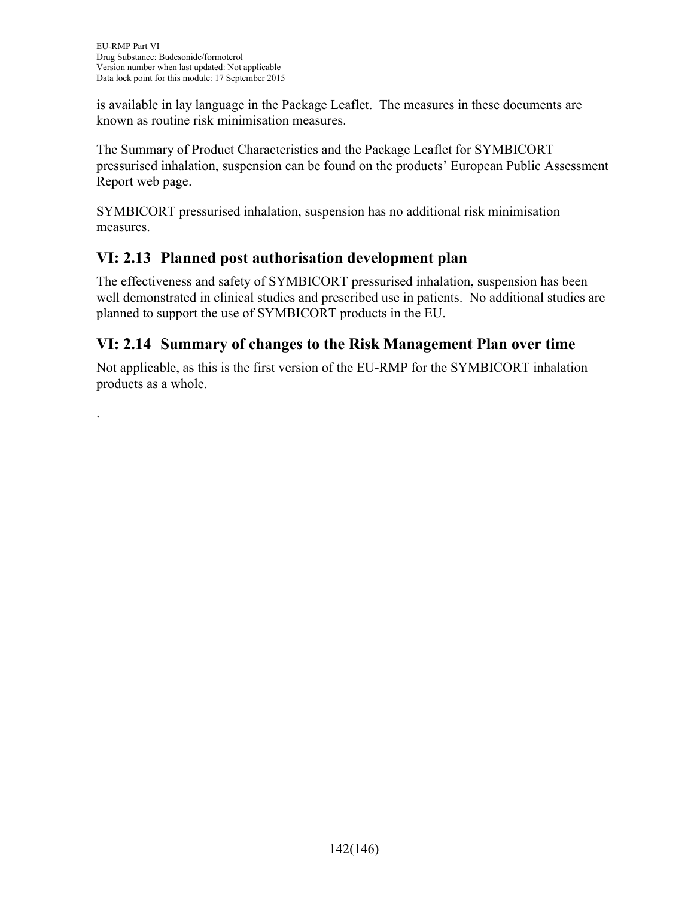is available in lay language in the Package Leaflet. The measures in these documents are known as routine risk minimisation measures.

The Summary of Product Characteristics and the Package Leaflet for SYMBICORT pressurised inhalation, suspension can be found on the products' European Public Assessment Report web page.

SYMBICORT pressurised inhalation, suspension has no additional risk minimisation measures.

## VI: 2.13 Planned post authorisation development plan

The effectiveness and safety of SYMBICORT pressurised inhalation, suspension has been well demonstrated in clinical studies and prescribed use in patients. No additional studies are planned to support the use of SYMBICORT products in the EU.

## VI: 2.14 Summary of changes to the Risk Management Plan over time

Not applicable, as this is the first version of the EU-RMP for the SYMBICORT inhalation products as a whole.

.